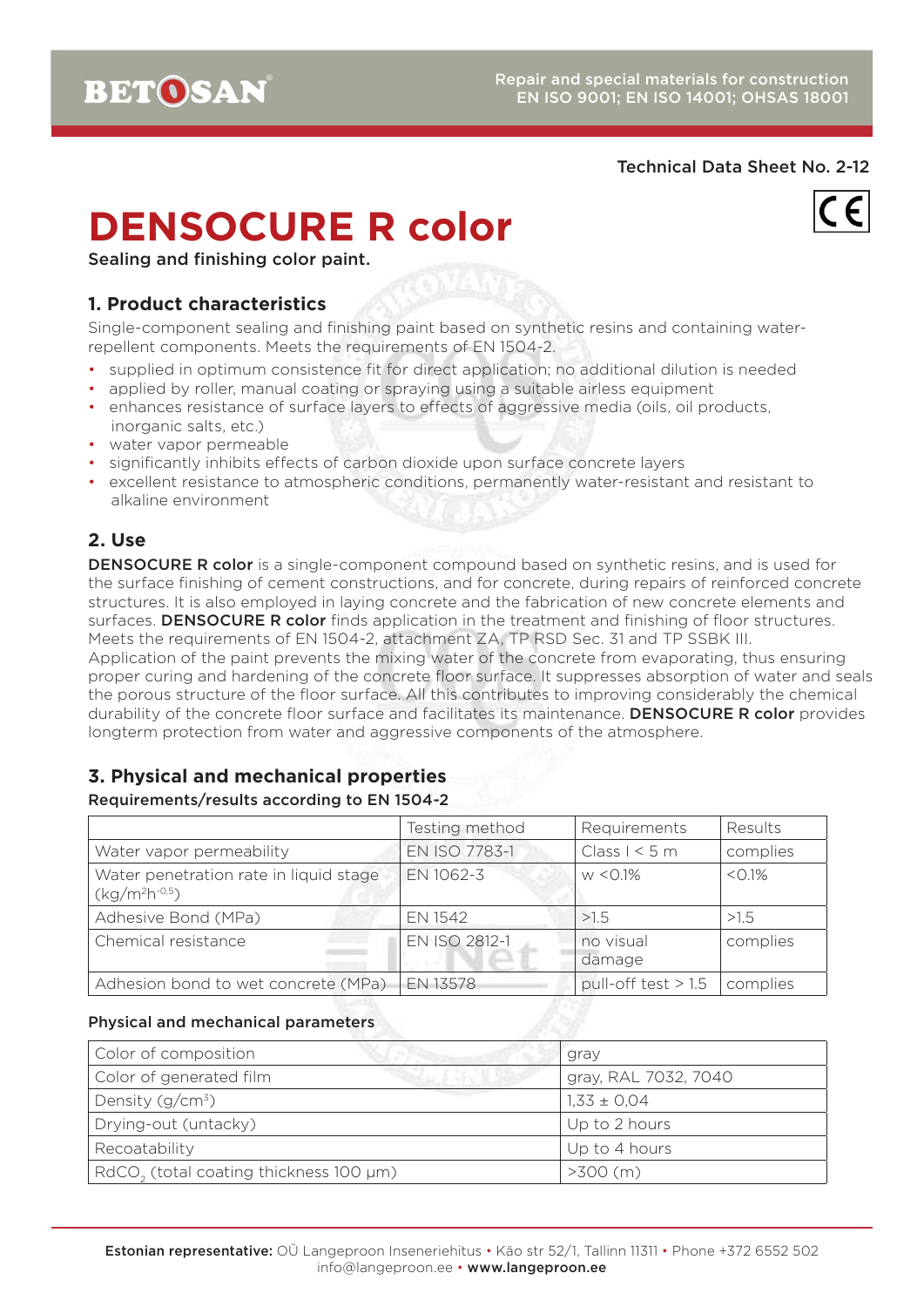Technical Data Sheet No. 2-12

# DENSOCURE R color

Sealing and finishing color paint.

## 1. Product characteristics

Single-component sealing and finishing paint based on synthetic resins and containing water-repellent components. Meets the requirements of EN 1504-2.

- supplied in optimum consistence fit for direct application; no additional dilution is needed
- applied by roller, manual coating or spraying using a suitable airless equipment
- enhances resistance of surface layers to effects of aggressive media (oils, oil products, inorganic salts, etc.)
- water vapor permeable
- significantly inhibits effects of carbon dioxide upon surface concrete layers
- excellent resistance to atmospheric conditions, permanently water-resistant and resistant to alkaline environment

## 2. Use

**DENSOCURE R color** is a single-component compound based on synthetic resins, and is used for the surface finishing of cement constructions, and for concrete, during repairs of reinforced concrete structures. It is also employed in laying concrete and the fabrication of new concrete elements and surfaces. **DENSOCURE R color** finds application in the treatment and finishing of floor structures. Meets the requirements of EN 1504-2, attachment ZA, TP RSD Sec. 31 and TP SSBK III.
Application of the paint prevents the mixing water of the concrete from evaporating, thus ensuring proper curing and hardening of the concrete floor surface. It suppresses absorption of water and seals the porous structure of the floor surface. All this contributes to improving considerably the chemical durability of the concrete floor surface and facilitates its maintenance. **DENSOCURE R color** provides longterm protection from water and aggressive components of the atmosphere.

## 3. Physical and mechanical properties

**Requirements/results according to EN 1504-2**

| | Testing method | Requirements | Results |
|---|---|---|---|
| Water vapor permeability | EN ISO 7783-1 | Class I < 5 m | complies |
| Water penetration rate in liquid stage ($kg/m^2h^{-0.5}$) | EN 1062-3 | w <0.1% | <0.1% |
| Adhesive Bond (MPa) | EN 1542 | >1.5 | >1.5 |
| Chemical resistance | EN ISO 2812-1 | no visual damage | complies |
| Adhesion bond to wet concrete (MPa) | EN 13578 | pull-off test > 1.5 | complies |

**Physical and mechanical parameters**

| | |
|---|---|
| Color of composition | gray |
| Color of generated film | gray, RAL 7032, 7040 |
| Density ($g/cm^3$) | 1,33 ± 0,04 |
| Drying-out (untacky) | Up to 2 hours |
| Recoatability | Up to 4 hours |
| $RdCO_2$ (total coating thickness 100 μm) | >300 (m) |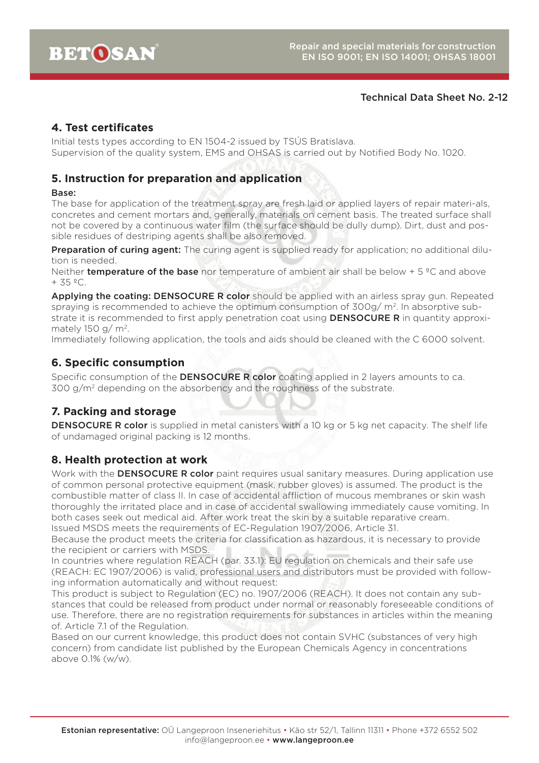Technical Data Sheet No. 2-12

## 4. Test certificates

Initial tests types according to EN 1504-2 issued by TSÚS Bratislava.
Supervision of the quality system, EMS and OHSAS is carried out by Notified Body No. 1020.

## 5. Instruction for preparation and application

**Base:**

The base for application of the treatment spray are fresh laid or applied layers of repair materi-als, concretes and cement mortars and, generally, materials on cement basis. The treated surface shall not be covered by a continuous water film (the surface should be dully dump). Dirt, dust and possible residues of destriping agents shall be also removed.

**Preparation of curing agent:** The curing agent is supplied ready for application; no additional dilution is needed.

Neither **temperature of the base** nor temperature of ambient air shall be below + 5 ºC and above + 35 ºC.

**Applying the coating: DENSOCURE R color** should be applied with an airless spray gun. Repeated spraying is recommended to achieve the optimum consumption of 300g/ m$^2$. In absorptive substrate it is recommended to first apply penetration coat using **DENSOCURE R** in quantity approximately 150 g/ m$^2$.

Immediately following application, the tools and aids should be cleaned with the C 6000 solvent.

## 6. Specific consumption

Specific consumption of the **DENSOCURE R color** coating applied in 2 layers amounts to ca. 300 g/m$^2$ depending on the absorbency and the roughness of the substrate.

## 7. Packing and storage

**DENSOCURE R color** is supplied in metal canisters with a 10 kg or 5 kg net capacity. The shelf life of undamaged original packing is 12 months.

## 8. Health protection at work

Work with the **DENSOCURE R color** paint requires usual sanitary measures. During application use of common personal protective equipment (mask, rubber gloves) is assumed. The product is the combustible matter of class II. In case of accidental affliction of mucous membranes or skin wash thoroughly the irritated place and in case of accidental swallowing immediately cause vomiting. In both cases seek out medical aid. After work treat the skin by a suitable reparative cream.

Issued MSDS meets the requirements of EC-Regulation 1907/2006, Article 31.

Because the product meets the criteria for classification as hazardous, it is necessary to provide the recipient or carriers with MSDS.

In countries where regulation REACH (par. 33.1): EU regulation on chemicals and their safe use (REACH: EC 1907/2006) is valid, professional users and distributors must be provided with following information automatically and without request:

This product is subject to Regulation (EC) no. 1907/2006 (REACH). It does not contain any substances that could be released from product under normal or reasonably foreseeable conditions of use. Therefore, there are no registration requirements for substances in articles within the meaning of. Article 7.1 of the Regulation.

Based on our current knowledge, this product does not contain SVHC (substances of very high concern) from candidate list published by the European Chemicals Agency in concentrations above 0.1% (w/w).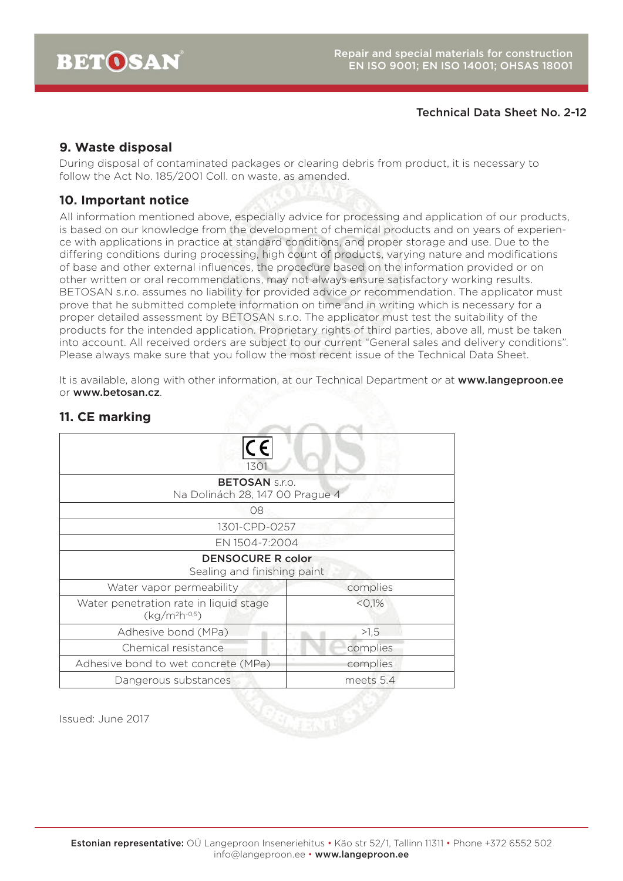Technical Data Sheet No. 2-12

## 9. Waste disposal

During disposal of contaminated packages or clearing debris from product, it is necessary to follow the Act No. 185/2001 Coll. on waste, as amended.

## 10. Important notice

All information mentioned above, especially advice for processing and application of our products, is based on our knowledge from the development of chemical products and on years of experience with applications in practice at standard conditions, and proper storage and use. Due to the differing conditions during processing, high count of products, varying nature and modifications of base and other external influences, the procedure based on the information provided or on other written or oral recommendations, may not always ensure satisfactory working results. BETOSAN s.r.o. assumes no liability for provided advice or recommendation. The applicator must prove that he submitted complete information on time and in writing which is necessary for a proper detailed assessment by BETOSAN s.r.o. The applicator must test the suitability of the products for the intended application. Proprietary rights of third parties, above all, must be taken into account. All received orders are subject to our current "General sales and delivery conditions". Please always make sure that you follow the most recent issue of the Technical Data Sheet.

It is available, along with other information, at our Technical Department or at **www.langeproon.ee** or **www.betosan.cz**.

## 11. CE marking

| | |
|---|---|
| CE 1301 | |
| **BETOSAN** s.r.o. Na Dolinách 28, 147 00 Prague 4 | |
| 08 | |
| 1301-CPD-0257 | |
| EN 1504-7:2004 | |
| **DENSOCURE R color** Sealing and finishing paint | |
| Water vapor permeability | complies |
| Water penetration rate in liquid stage ($kg/m^2h^{-0,5}$) | <0,1% |
| Adhesive bond (MPa) | >1,5 |
| Chemical resistance | complies |
| Adhesive bond to wet concrete (MPa) | complies |
| Dangerous substances | meets 5.4 |

Issued: June 2017